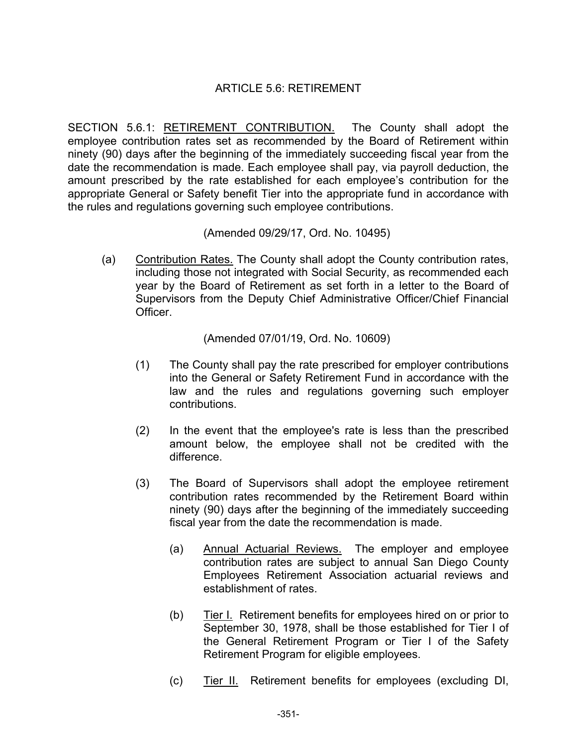# ARTICLE 5.6: RETIREMENT

SECTION 5.6.1: <u>RETIREMENT CONTRIBUTION.</u> The County shall adopt the employee contribution rates set as recommended by the Board of Retirement within ninety (90) days after the beginning of the immediately succeeding fiscal year from the date the recommendation is made. Each employee shall pay, via payroll deduction, the amount prescribed by the rate established for each employee's contribution for the appropriate General or Safety benefit Tier into the appropriate fund in accordance with the rules and regulations governing such employee contributions.

(Amended 09/29/17, Ord. No. 10495)

(a) <u>Contribution Rates.</u> The County shall adopt the County contribution rates, including those not integrated with Social Security, as recommended each year by the Board of Retirement as set forth in a letter to the Board of Supervisors from the Deputy Chief Administrative Officer/Chief Financial Officer.

(Amended 07/01/19, Ord. No. 10609)

(1) The County shall pay the rate prescribed for employer contributions into the General or Safety Retirement Fund in accordance with the law and the rules and regulations governing such employer contributions.

(2) In the event that the employee's rate is less than the prescribed amount below, the employee shall not be credited with the difference.

(3) The Board of Supervisors shall adopt the employee retirement contribution rates recommended by the Retirement Board within ninety (90) days after the beginning of the immediately succeeding fiscal year from the date the recommendation is made.

(a) <u>Annual Actuarial Reviews.</u> The employer and employee contribution rates are subject to annual San Diego County Employees Retirement Association actuarial reviews and establishment of rates.

(b) <u>Tier I.</u> Retirement benefits for employees hired on or prior to September 30, 1978, shall be those established for Tier I of the General Retirement Program or Tier I of the Safety Retirement Program for eligible employees.

(c) <u>Tier II.</u> Retirement benefits for employees (excluding DI,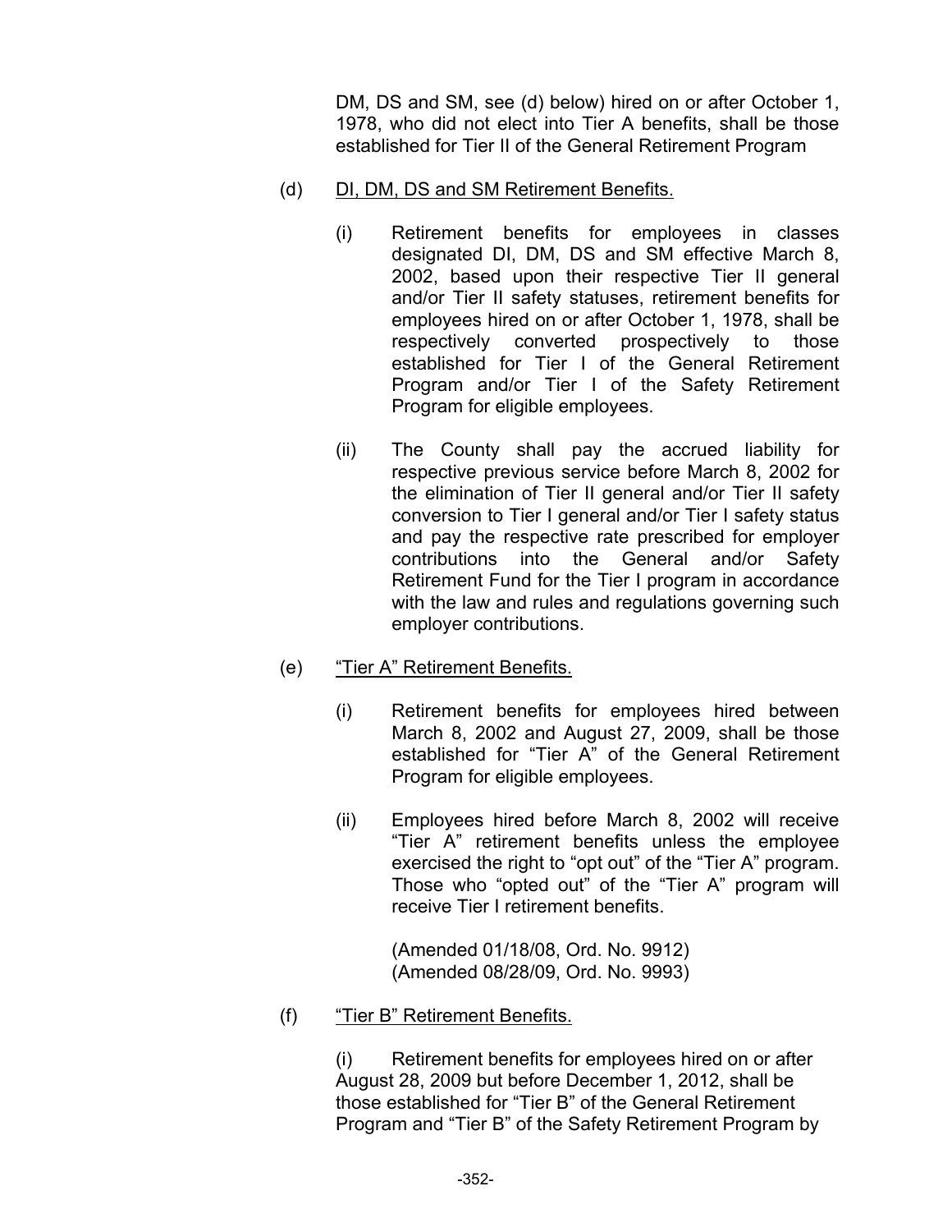DM, DS and SM, see (d) below) hired on or after October 1, 1978, who did not elect into Tier A benefits, shall be those established for Tier II of the General Retirement Program

(d) DI, DM, DS and SM Retirement Benefits.

(i) Retirement benefits for employees in classes designated DI, DM, DS and SM effective March 8, 2002, based upon their respective Tier II general and/or Tier II safety statuses, retirement benefits for employees hired on or after October 1, 1978, shall be respectively converted prospectively to those established for Tier I of the General Retirement Program and/or Tier I of the Safety Retirement Program for eligible employees.

(ii) The County shall pay the accrued liability for respective previous service before March 8, 2002 for the elimination of Tier II general and/or Tier II safety conversion to Tier I general and/or Tier I safety status and pay the respective rate prescribed for employer contributions into the General and/or Safety Retirement Fund for the Tier I program in accordance with the law and rules and regulations governing such employer contributions.

(e) "Tier A" Retirement Benefits.

(i) Retirement benefits for employees hired between March 8, 2002 and August 27, 2009, shall be those established for "Tier A" of the General Retirement Program for eligible employees.

(ii) Employees hired before March 8, 2002 will receive "Tier A" retirement benefits unless the employee exercised the right to "opt out" of the "Tier A" program. Those who "opted out" of the "Tier A" program will receive Tier I retirement benefits.

(Amended 01/18/08, Ord. No. 9912)
(Amended 08/28/09, Ord. No. 9993)

(f) "Tier B" Retirement Benefits.

(i) Retirement benefits for employees hired on or after August 28, 2009 but before December 1, 2012, shall be those established for "Tier B" of the General Retirement Program and "Tier B" of the Safety Retirement Program by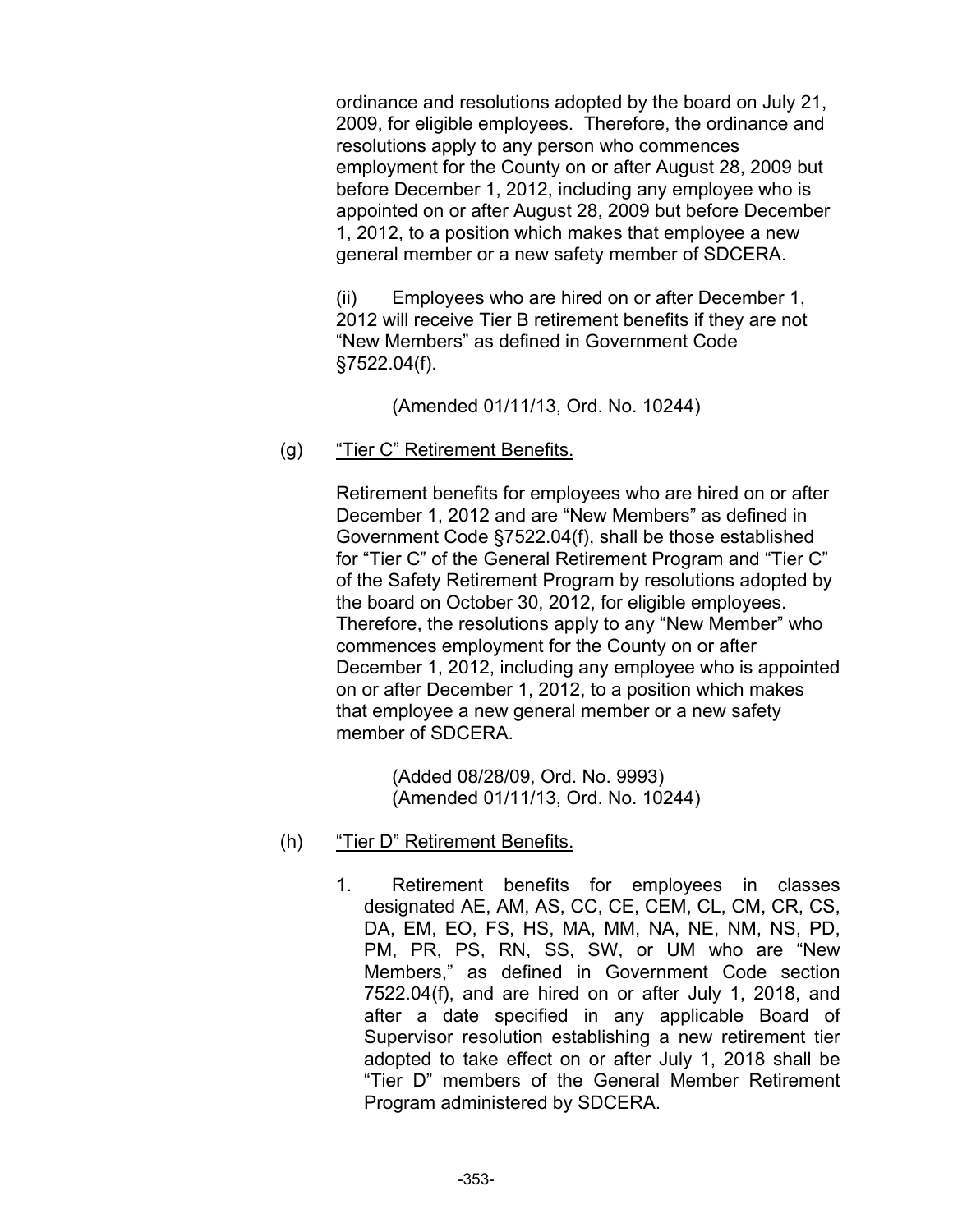ordinance and resolutions adopted by the board on July 21, 2009, for eligible employees. Therefore, the ordinance and resolutions apply to any person who commences employment for the County on or after August 28, 2009 but before December 1, 2012, including any employee who is appointed on or after August 28, 2009 but before December 1, 2012, to a position which makes that employee a new general member or a new safety member of SDCERA.

(ii) Employees who are hired on or after December 1, 2012 will receive Tier B retirement benefits if they are not "New Members" as defined in Government Code §7522.04(f).

(Amended 01/11/13, Ord. No. 10244)

(g) <u>"Tier C" Retirement Benefits.</u>

Retirement benefits for employees who are hired on or after December 1, 2012 and are "New Members" as defined in Government Code §7522.04(f), shall be those established for "Tier C" of the General Retirement Program and "Tier C" of the Safety Retirement Program by resolutions adopted by the board on October 30, 2012, for eligible employees. Therefore, the resolutions apply to any "New Member" who commences employment for the County on or after December 1, 2012, including any employee who is appointed on or after December 1, 2012, to a position which makes that employee a new general member or a new safety member of SDCERA.

(Added 08/28/09, Ord. No. 9993)
(Amended 01/11/13, Ord. No. 10244)

(h) <u>"Tier D" Retirement Benefits.</u>

1. Retirement benefits for employees in classes designated AE, AM, AS, CC, CE, CEM, CL, CM, CR, CS, DA, EM, EO, FS, HS, MA, MM, NA, NE, NM, NS, PD, PM, PR, PS, RN, SS, SW, or UM who are "New Members," as defined in Government Code section 7522.04(f), and are hired on or after July 1, 2018, and after a date specified in any applicable Board of Supervisor resolution establishing a new retirement tier adopted to take effect on or after July 1, 2018 shall be "Tier D" members of the General Member Retirement Program administered by SDCERA.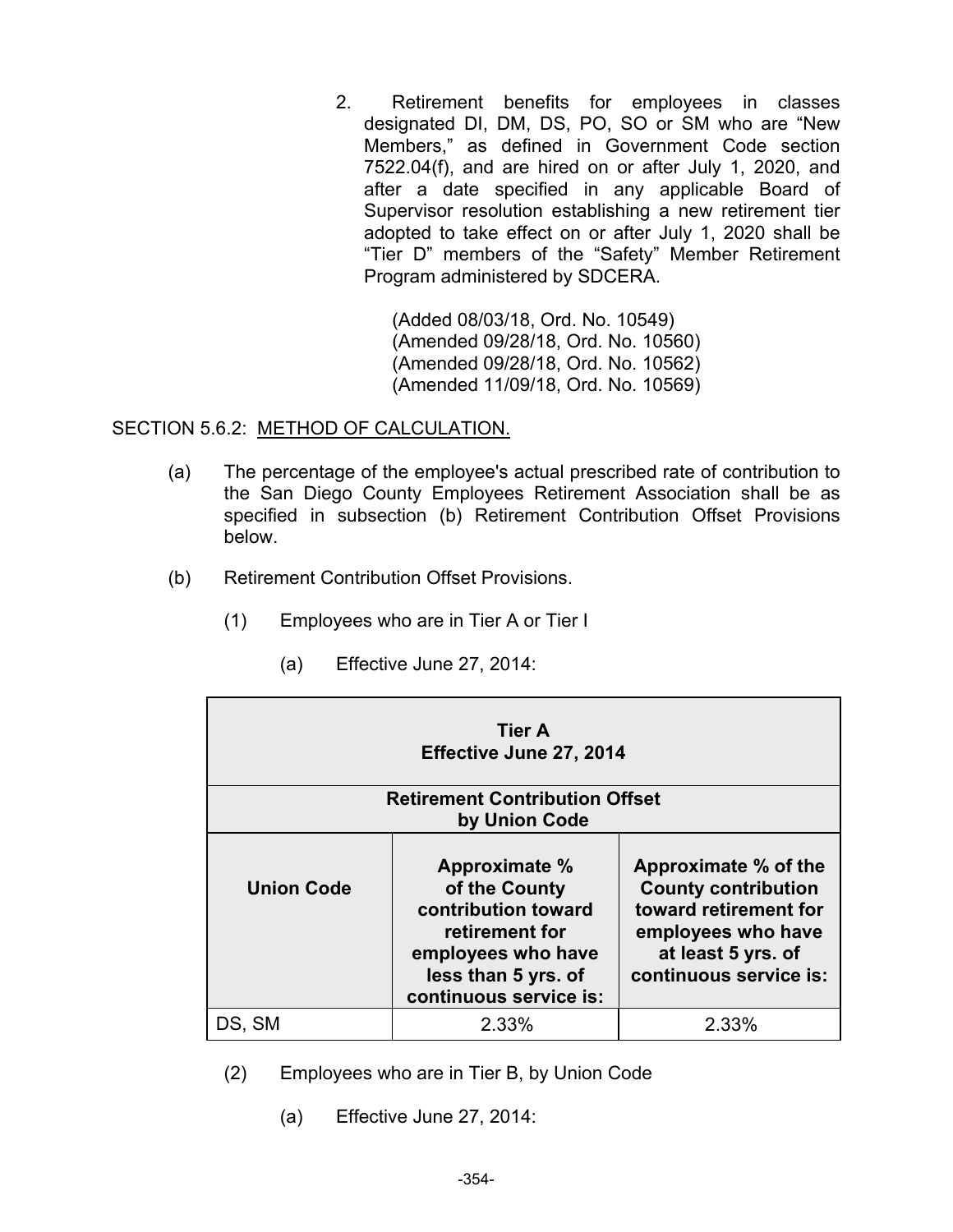2. Retirement benefits for employees in classes designated DI, DM, DS, PO, SO or SM who are "New Members," as defined in Government Code section 7522.04(f), and are hired on or after July 1, 2020, and after a date specified in any applicable Board of Supervisor resolution establishing a new retirement tier adopted to take effect on or after July 1, 2020 shall be "Tier D" members of the "Safety" Member Retirement Program administered by SDCERA.

(Added 08/03/18, Ord. No. 10549)
(Amended 09/28/18, Ord. No. 10560)
(Amended 09/28/18, Ord. No. 10562)
(Amended 11/09/18, Ord. No. 10569)

SECTION 5.6.2: METHOD OF CALCULATION.

(a) The percentage of the employee's actual prescribed rate of contribution to the San Diego County Employees Retirement Association shall be as specified in subsection (b) Retirement Contribution Offset Provisions below.

(b) Retirement Contribution Offset Provisions.

(1) Employees who are in Tier A or Tier I

(a) Effective June 27, 2014:

| Tier A Effective June 27, 2014 | | |
|---|---|---|
| **Retirement Contribution Offset by Union Code** | | |
| **Union Code** | **Approximate % of the County contribution toward retirement for employees who have less than 5 yrs. of continuous service is:** | **Approximate % of the County contribution toward retirement for employees who have at least 5 yrs. of continuous service is:** |
| DS, SM | 2.33% | 2.33% |

(2) Employees who are in Tier B, by Union Code

(a) Effective June 27, 2014: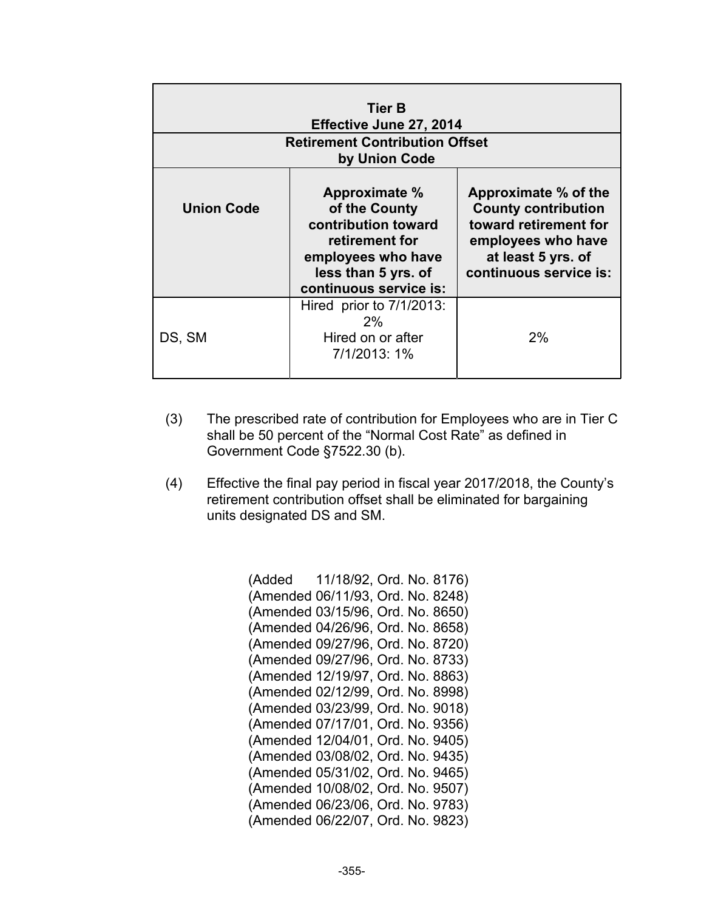| Tier B<br>Effective June 27, 2014 | | |
|---|---|---|
| **Retirement Contribution Offset by Union Code** | | |
| **Union Code** | **Approximate % of the County contribution toward retirement for employees who have less than 5 yrs. of continuous service is:** | **Approximate % of the County contribution toward retirement for employees who have at least 5 yrs. of continuous service is:** |
| DS, SM | Hired prior to 7/1/2013: 2%<br>Hired on or after 7/1/2013: 1% | 2% |

(3) The prescribed rate of contribution for Employees who are in Tier C shall be 50 percent of the "Normal Cost Rate" as defined in Government Code §7522.30 (b).

(4) Effective the final pay period in fiscal year 2017/2018, the County's retirement contribution offset shall be eliminated for bargaining units designated DS and SM.

(Added 11/18/92, Ord. No. 8176)
(Amended 06/11/93, Ord. No. 8248)
(Amended 03/15/96, Ord. No. 8650)
(Amended 04/26/96, Ord. No. 8658)
(Amended 09/27/96, Ord. No. 8720)
(Amended 09/27/96, Ord. No. 8733)
(Amended 12/19/97, Ord. No. 8863)
(Amended 02/12/99, Ord. No. 8998)
(Amended 03/23/99, Ord. No. 9018)
(Amended 07/17/01, Ord. No. 9356)
(Amended 12/04/01, Ord. No. 9405)
(Amended 03/08/02, Ord. No. 9435)
(Amended 05/31/02, Ord. No. 9465)
(Amended 10/08/02, Ord. No. 9507)
(Amended 06/23/06, Ord. No. 9783)
(Amended 06/22/07, Ord. No. 9823)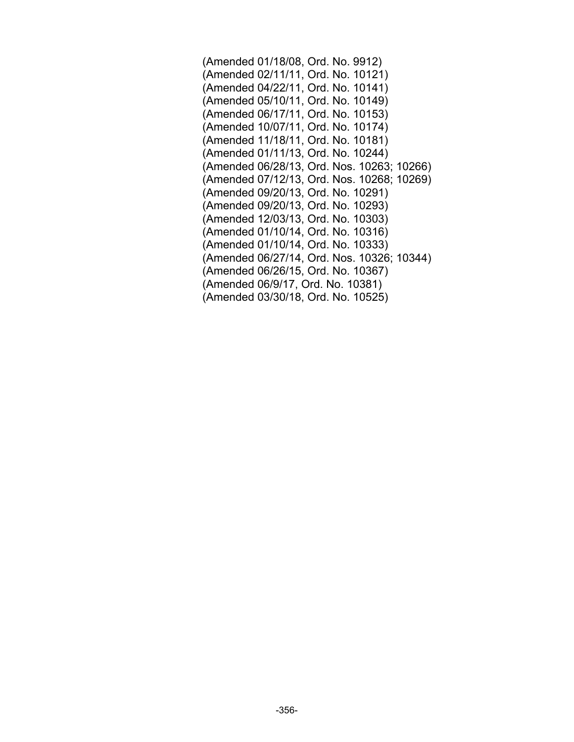(Amended 01/18/08, Ord. No. 9912)
(Amended 02/11/11, Ord. No. 10121)
(Amended 04/22/11, Ord. No. 10141)
(Amended 05/10/11, Ord. No. 10149)
(Amended 06/17/11, Ord. No. 10153)
(Amended 10/07/11, Ord. No. 10174)
(Amended 11/18/11, Ord. No. 10181)
(Amended 01/11/13, Ord. No. 10244)
(Amended 06/28/13, Ord. Nos. 10263; 10266)
(Amended 07/12/13, Ord. Nos. 10268; 10269)
(Amended 09/20/13, Ord. No. 10291)
(Amended 09/20/13, Ord. No. 10293)
(Amended 12/03/13, Ord. No. 10303)
(Amended 01/10/14, Ord. No. 10316)
(Amended 01/10/14, Ord. No. 10333)
(Amended 06/27/14, Ord. Nos. 10326; 10344)
(Amended 06/26/15, Ord. No. 10367)
(Amended 06/9/17, Ord. No. 10381)
(Amended 03/30/18, Ord. No. 10525)